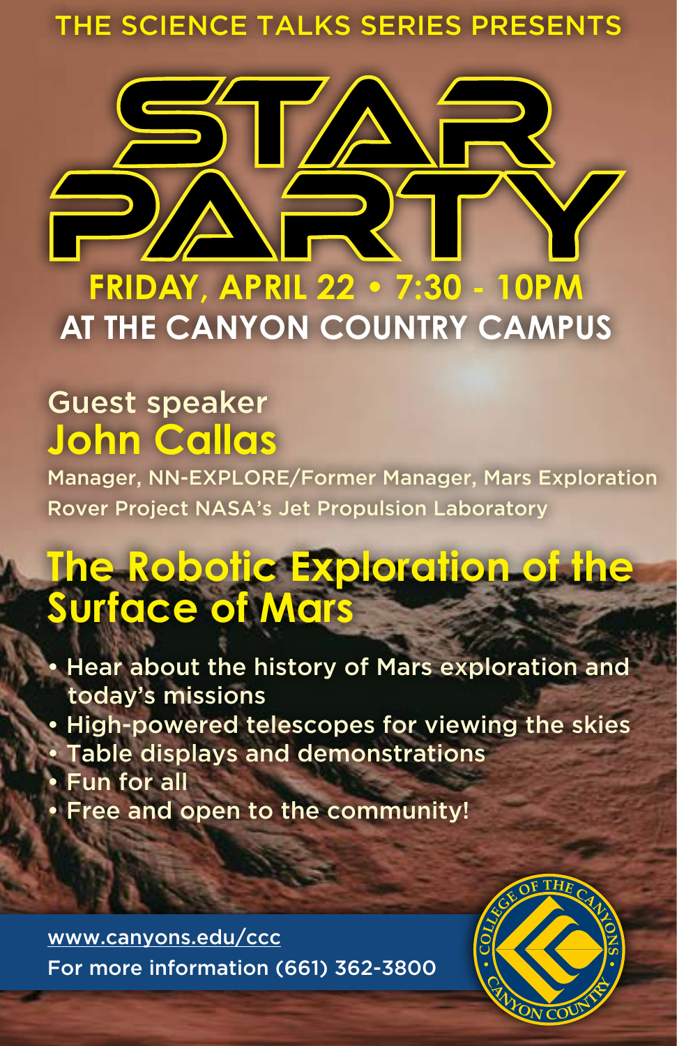THE SCIENCE TALKS SERIES PRESENTS

# STAR PARTY

## FRIDAY, APRIL 22 • 7:30 - 10PM

## AT THE CANYON COUNTRY CAMPUS

Guest speaker

## John Callas

Manager, NN-EXPLORE/Former Manager, Mars Exploration Rover Project NASA's Jet Propulsion Laboratory

## The Robotic Exploration of the Surface of Mars

- Hear about the history of Mars exploration and today's missions
- High-powered telescopes for viewing the skies
- Table displays and demonstrations
- Fun for all
- Free and open to the community!

www.canyons.edu/ccc

For more information (661) 362-3800

COLLEGE OF THE CANYONS • CANYON COUNTRY •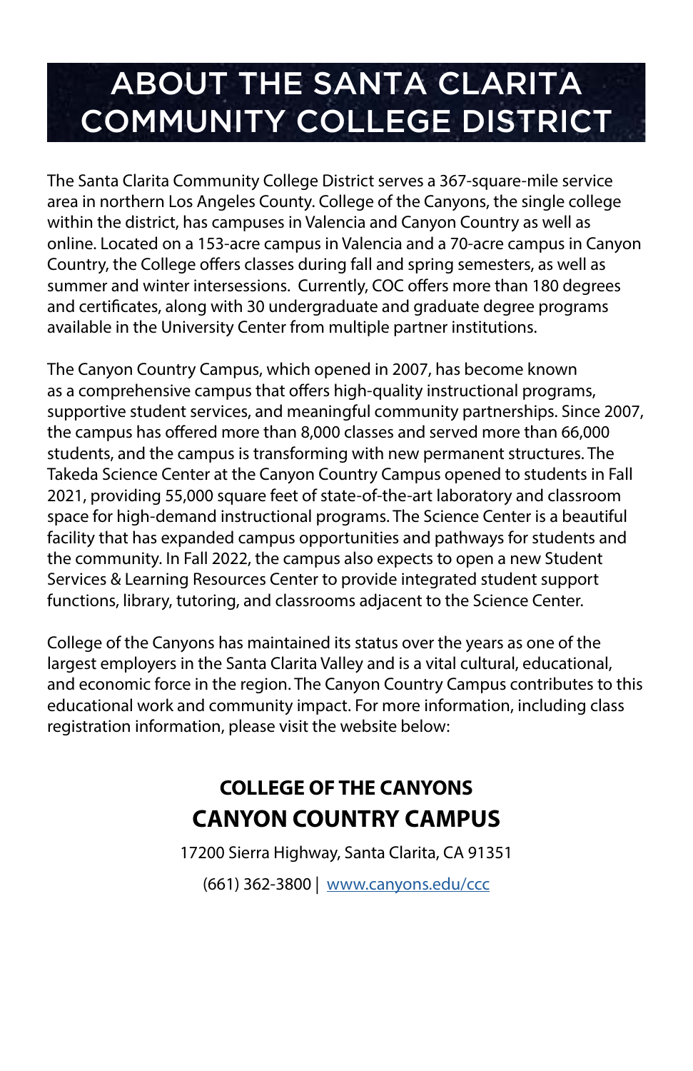# ABOUT THE SANTA CLARITA COMMUNITY COLLEGE DISTRICT

The Santa Clarita Community College District serves a 367-square-mile service area in northern Los Angeles County. College of the Canyons, the single college within the district, has campuses in Valencia and Canyon Country as well as online. Located on a 153-acre campus in Valencia and a 70-acre campus in Canyon Country, the College offers classes during fall and spring semesters, as well as summer and winter intersessions. Currently, COC offers more than 180 degrees and certificates, along with 30 undergraduate and graduate degree programs available in the University Center from multiple partner institutions.

The Canyon Country Campus, which opened in 2007, has become known as a comprehensive campus that offers high-quality instructional programs, supportive student services, and meaningful community partnerships. Since 2007, the campus has offered more than 8,000 classes and served more than 66,000 students, and the campus is transforming with new permanent structures. The Takeda Science Center at the Canyon Country Campus opened to students in Fall 2021, providing 55,000 square feet of state-of-the-art laboratory and classroom space for high-demand instructional programs. The Science Center is a beautiful facility that has expanded campus opportunities and pathways for students and the community. In Fall 2022, the campus also expects to open a new Student Services & Learning Resources Center to provide integrated student support functions, library, tutoring, and classrooms adjacent to the Science Center.

College of the Canyons has maintained its status over the years as one of the largest employers in the Santa Clarita Valley and is a vital cultural, educational, and economic force in the region. The Canyon Country Campus contributes to this educational work and community impact. For more information, including class registration information, please visit the website below:

**COLLEGE OF THE CANYONS**

**CANYON COUNTRY CAMPUS**

17200 Sierra Highway, Santa Clarita, CA 91351

(661) 362-3800 | www.canyons.edu/ccc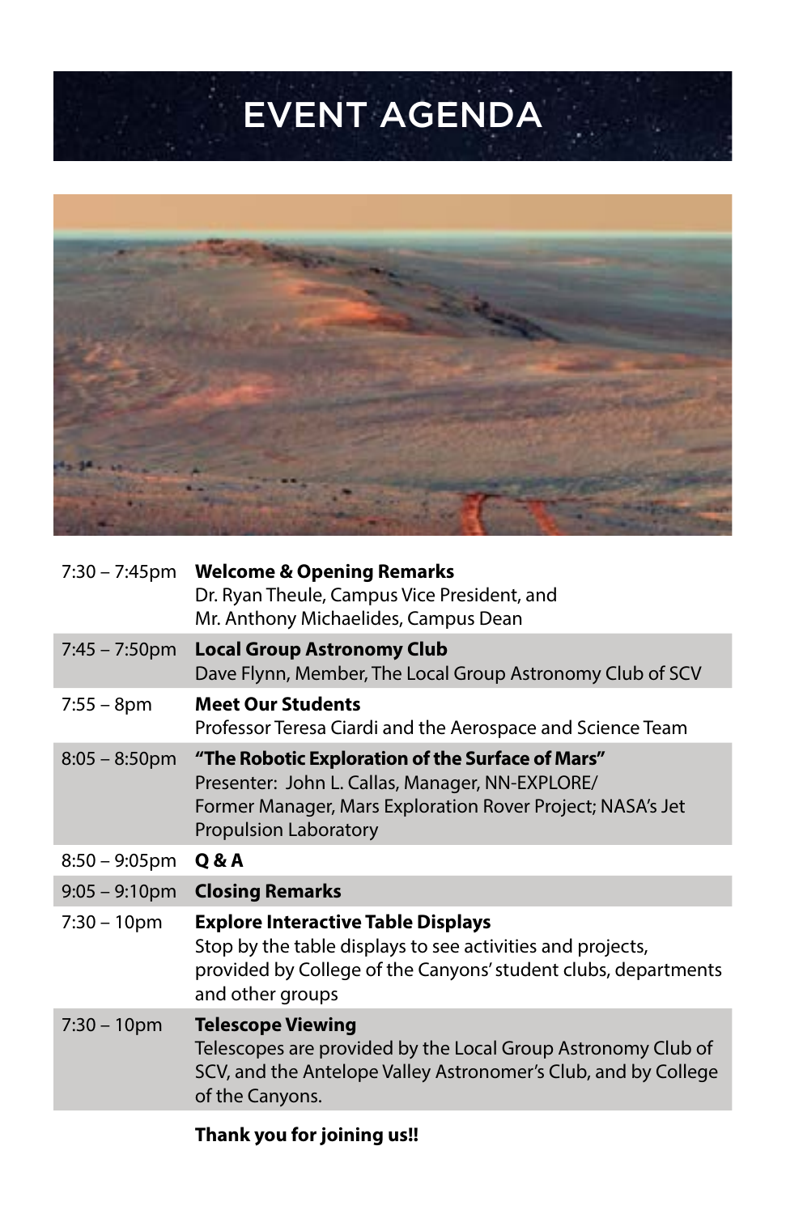# EVENT AGENDA

| Time | Event |
| --- | --- |
| 7:30 – 7:45pm | **Welcome & Opening Remarks**<br>Dr. Ryan Theule, Campus Vice President, and<br>Mr. Anthony Michaelides, Campus Dean |
| 7:45 – 7:50pm | **Local Group Astronomy Club**<br>Dave Flynn, Member, The Local Group Astronomy Club of SCV |
| 7:55 – 8pm | **Meet Our Students**<br>Professor Teresa Ciardi and the Aerospace and Science Team |
| 8:05 – 8:50pm | **"The Robotic Exploration of the Surface of Mars"**<br>Presenter: John L. Callas, Manager, NN-EXPLORE/<br>Former Manager, Mars Exploration Rover Project; NASA's Jet Propulsion Laboratory |
| 8:50 – 9:05pm | **Q & A** |
| 9:05 – 9:10pm | **Closing Remarks** |
| 7:30 – 10pm | **Explore Interactive Table Displays**<br>Stop by the table displays to see activities and projects, provided by College of the Canyons' student clubs, departments and other groups |
| 7:30 – 10pm | **Telescope Viewing**<br>Telescopes are provided by the Local Group Astronomy Club of SCV, and the Antelope Valley Astronomer's Club, and by College of the Canyons. |

**Thank you for joining us!!**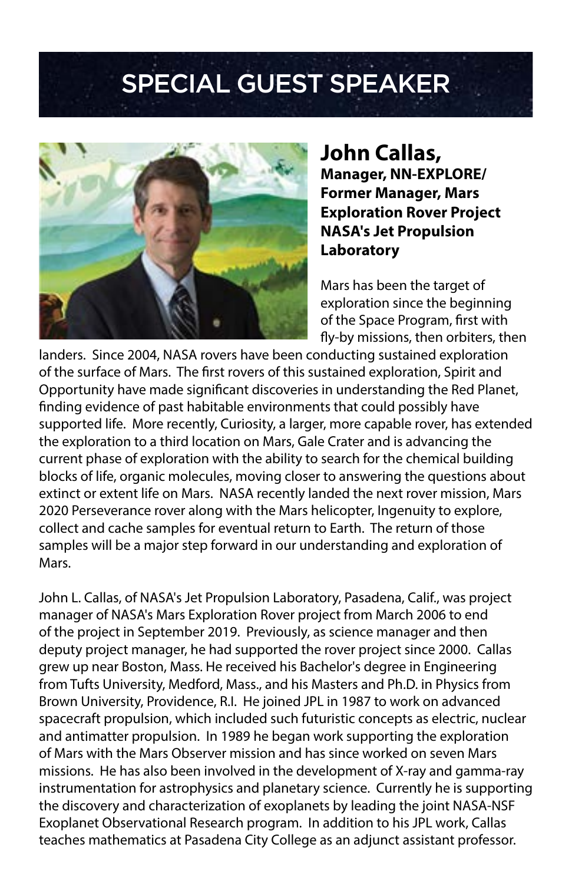# SPECIAL GUEST SPEAKER

## John Callas,

**Manager, NN-EXPLORE/ Former Manager, Mars Exploration Rover Project NASA's Jet Propulsion Laboratory**

Mars has been the target of exploration since the beginning of the Space Program, first with fly-by missions, then orbiters, then landers. Since 2004, NASA rovers have been conducting sustained exploration of the surface of Mars. The first rovers of this sustained exploration, Spirit and Opportunity have made significant discoveries in understanding the Red Planet, finding evidence of past habitable environments that could possibly have supported life. More recently, Curiosity, a larger, more capable rover, has extended the exploration to a third location on Mars, Gale Crater and is advancing the current phase of exploration with the ability to search for the chemical building blocks of life, organic molecules, moving closer to answering the questions about extinct or extent life on Mars. NASA recently landed the next rover mission, Mars 2020 Perseverance rover along with the Mars helicopter, Ingenuity to explore, collect and cache samples for eventual return to Earth. The return of those samples will be a major step forward in our understanding and exploration of Mars.

John L. Callas, of NASA's Jet Propulsion Laboratory, Pasadena, Calif., was project manager of NASA's Mars Exploration Rover project from March 2006 to end of the project in September 2019. Previously, as science manager and then deputy project manager, he had supported the rover project since 2000. Callas grew up near Boston, Mass. He received his Bachelor's degree in Engineering from Tufts University, Medford, Mass., and his Masters and Ph.D. in Physics from Brown University, Providence, R.I. He joined JPL in 1987 to work on advanced spacecraft propulsion, which included such futuristic concepts as electric, nuclear and antimatter propulsion. In 1989 he began work supporting the exploration of Mars with the Mars Observer mission and has since worked on seven Mars missions. He has also been involved in the development of X-ray and gamma-ray instrumentation for astrophysics and planetary science. Currently he is supporting the discovery and characterization of exoplanets by leading the joint NASA-NSF Exoplanet Observational Research program. In addition to his JPL work, Callas teaches mathematics at Pasadena City College as an adjunct assistant professor.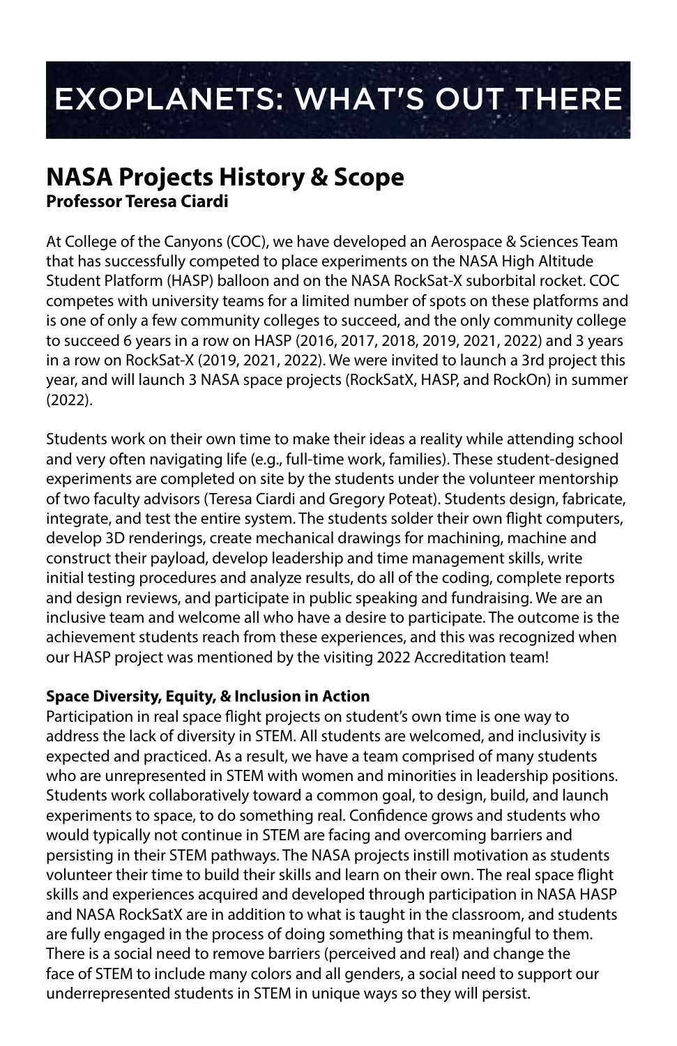# EXOPLANETS: WHAT'S OUT THERE

## NASA Projects History & Scope

**Professor Teresa Ciardi**

At College of the Canyons (COC), we have developed an Aerospace & Sciences Team that has successfully competed to place experiments on the NASA High Altitude Student Platform (HASP) balloon and on the NASA RockSat-X suborbital rocket. COC competes with university teams for a limited number of spots on these platforms and is one of only a few community colleges to succeed, and the only community college to succeed 6 years in a row on HASP (2016, 2017, 2018, 2019, 2021, 2022) and 3 years in a row on RockSat-X (2019, 2021, 2022). We were invited to launch a 3rd project this year, and will launch 3 NASA space projects (RockSatX, HASP, and RockOn) in summer (2022).

Students work on their own time to make their ideas a reality while attending school and very often navigating life (e.g., full-time work, families). These student-designed experiments are completed on site by the students under the volunteer mentorship of two faculty advisors (Teresa Ciardi and Gregory Poteat). Students design, fabricate, integrate, and test the entire system. The students solder their own flight computers, develop 3D renderings, create mechanical drawings for machining, machine and construct their payload, develop leadership and time management skills, write initial testing procedures and analyze results, do all of the coding, complete reports and design reviews, and participate in public speaking and fundraising. We are an inclusive team and welcome all who have a desire to participate. The outcome is the achievement students reach from these experiences, and this was recognized when our HASP project was mentioned by the visiting 2022 Accreditation team!

### Space Diversity, Equity, & Inclusion in Action

Participation in real space flight projects on student's own time is one way to address the lack of diversity in STEM. All students are welcomed, and inclusivity is expected and practiced. As a result, we have a team comprised of many students who are unrepresented in STEM with women and minorities in leadership positions. Students work collaboratively toward a common goal, to design, build, and launch experiments to space, to do something real. Confidence grows and students who would typically not continue in STEM are facing and overcoming barriers and persisting in their STEM pathways. The NASA projects instill motivation as students volunteer their time to build their skills and learn on their own. The real space flight skills and experiences acquired and developed through participation in NASA HASP and NASA RockSatX are in addition to what is taught in the classroom, and students are fully engaged in the process of doing something that is meaningful to them. There is a social need to remove barriers (perceived and real) and change the face of STEM to include many colors and all genders, a social need to support our underrepresented students in STEM in unique ways so they will persist.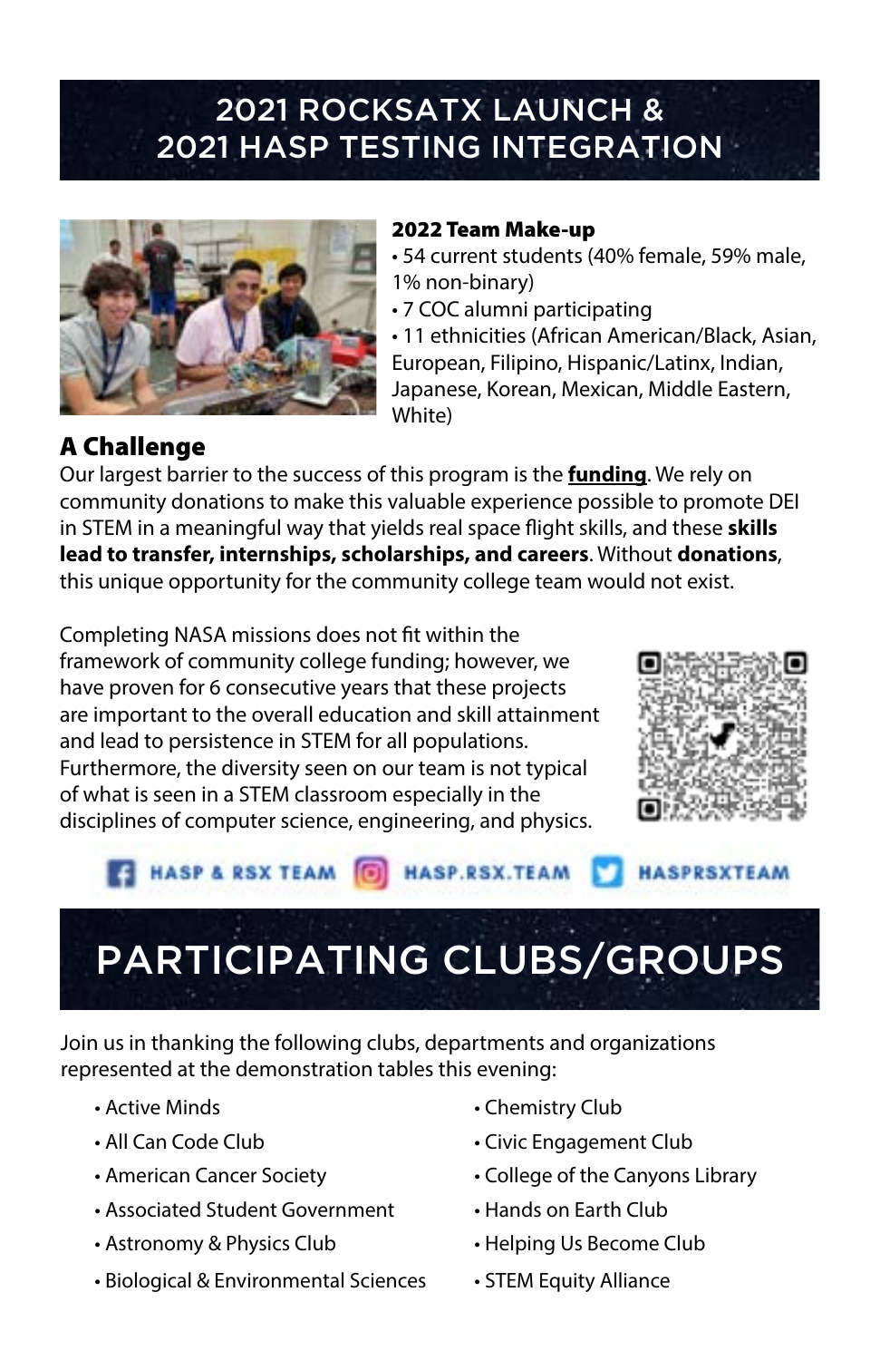# 2021 ROCKSATX LAUNCH & 2021 HASP TESTING INTEGRATION

**2022 Team Make-up**

- 54 current students (40% female, 59% male, 1% non-binary)
- 7 COC alumni participating
- 11 ethnicities (African American/Black, Asian, European, Filipino, Hispanic/Latinx, Indian, Japanese, Korean, Mexican, Middle Eastern, White)

## A Challenge

Our largest barrier to the success of this program is the **funding**. We rely on community donations to make this valuable experience possible to promote DEI in STEM in a meaningful way that yields real space flight skills, and these **skills lead to transfer, internships, scholarships, and careers**. Without **donations**, this unique opportunity for the community college team would not exist.

Completing NASA missions does not fit within the framework of community college funding; however, we have proven for 6 consecutive years that these projects are important to the overall education and skill attainment and lead to persistence in STEM for all populations. Furthermore, the diversity seen on our team is not typical of what is seen in a STEM classroom especially in the disciplines of computer science, engineering, and physics.

HASP & RSX TEAM | HASP.RSX.TEAM | HASPRSXTEAM

# PARTICIPATING CLUBS/GROUPS

Join us in thanking the following clubs, departments and organizations represented at the demonstration tables this evening:

- Active Minds
- All Can Code Club
- American Cancer Society
- Associated Student Government
- Astronomy & Physics Club
- Biological & Environmental Sciences
- Chemistry Club
- Civic Engagement Club
- College of the Canyons Library
- Hands on Earth Club
- Helping Us Become Club
- STEM Equity Alliance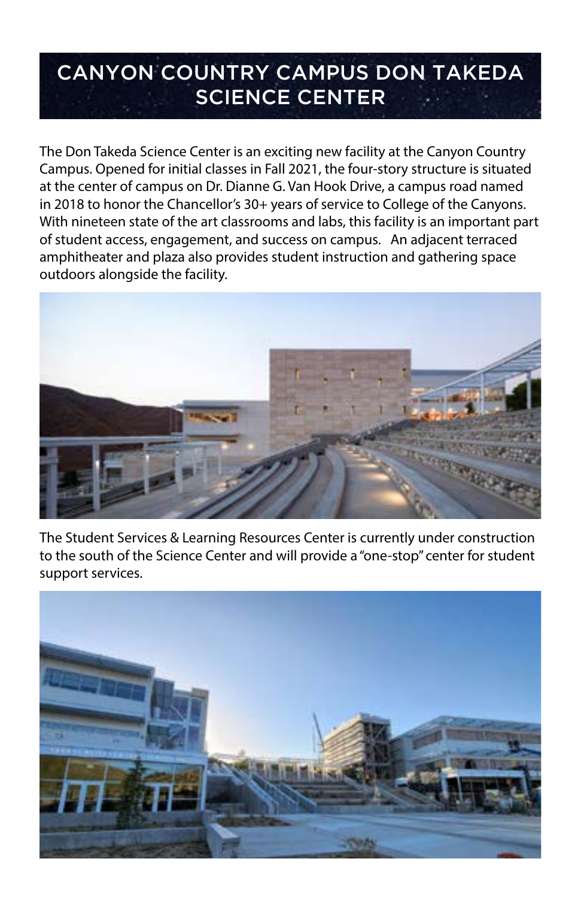# CANYON COUNTRY CAMPUS DON TAKEDA SCIENCE CENTER

The Don Takeda Science Center is an exciting new facility at the Canyon Country Campus. Opened for initial classes in Fall 2021, the four-story structure is situated at the center of campus on Dr. Dianne G. Van Hook Drive, a campus road named in 2018 to honor the Chancellor's 30+ years of service to College of the Canyons. With nineteen state of the art classrooms and labs, this facility is an important part of student access, engagement, and success on campus. An adjacent terraced amphitheater and plaza also provides student instruction and gathering space outdoors alongside the facility.

The Student Services & Learning Resources Center is currently under construction to the south of the Science Center and will provide a "one-stop" center for student support services.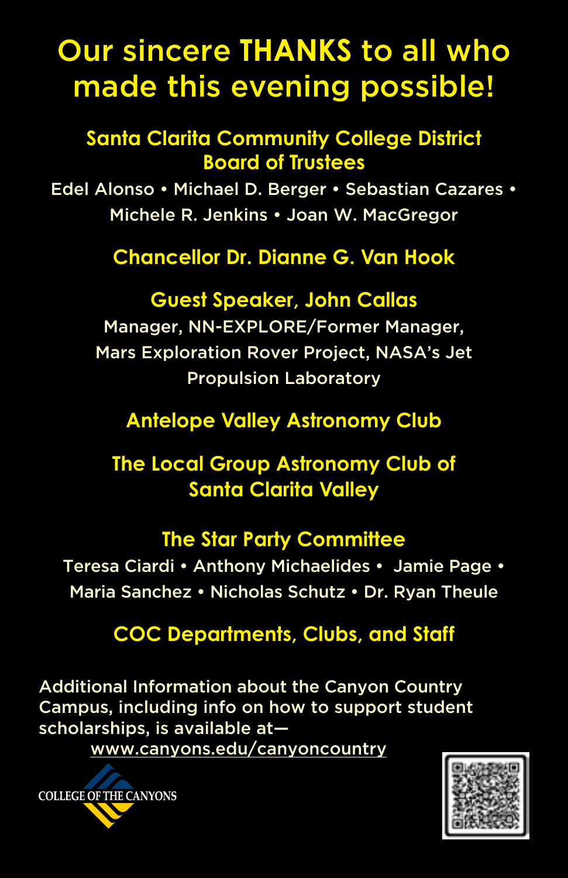# Our sincere **THANKS** to all who made this evening possible!

## Santa Clarita Community College District Board of Trustees

Edel Alonso • Michael D. Berger • Sebastian Cazares • Michele R. Jenkins • Joan W. MacGregor

## Chancellor Dr. Dianne G. Van Hook

## Guest Speaker, John Callas

Manager, NN-EXPLORE/Former Manager, Mars Exploration Rover Project, NASA's Jet Propulsion Laboratory

## Antelope Valley Astronomy Club

## The Local Group Astronomy Club of Santa Clarita Valley

## The Star Party Committee

Teresa Ciardi • Anthony Michaelides • Jamie Page • Maria Sanchez • Nicholas Schutz • Dr. Ryan Theule

## COC Departments, Clubs, and Staff

Additional Information about the Canyon Country Campus, including info on how to support student scholarships, is available at—
www.canyons.edu/canyoncountry

COLLEGE OF THE CANYONS